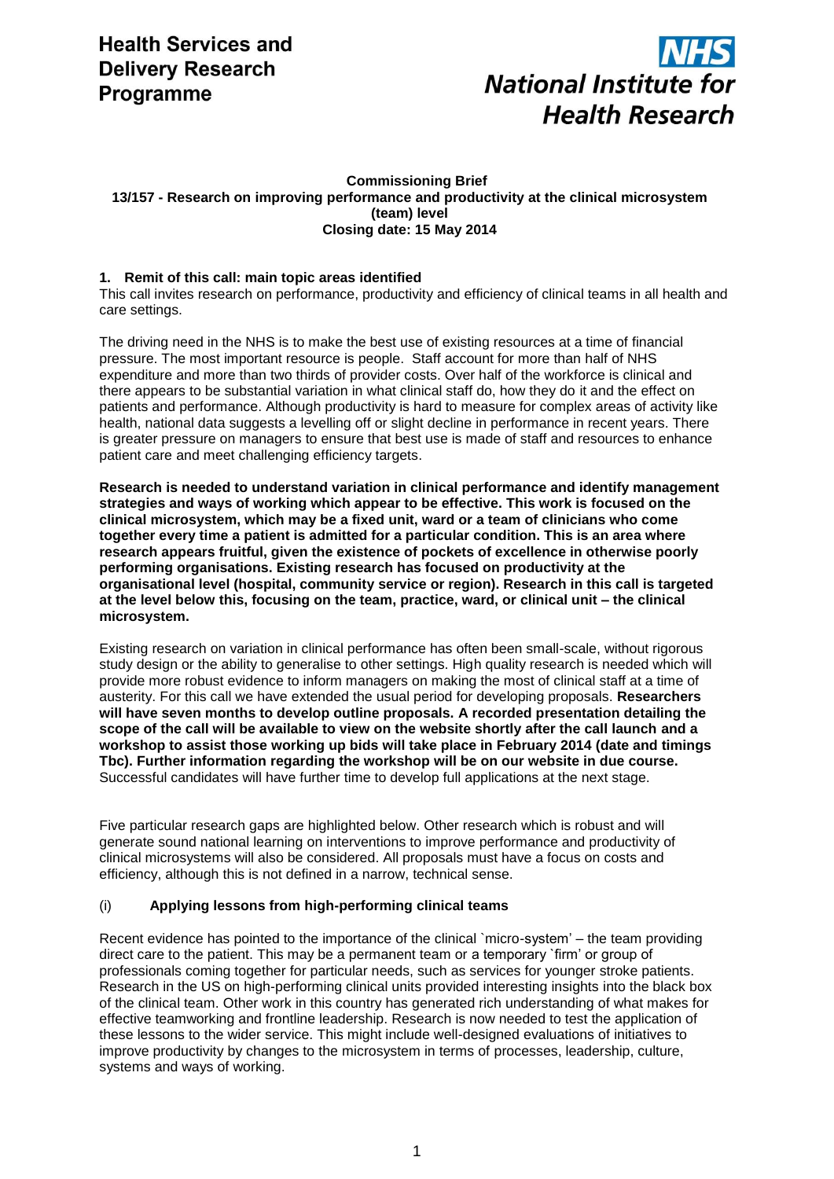# Health Services and Delivery Research Programme

NHS National Institute for Health Research

**Commissioning Brief**
**13/157 - Research on improving performance and productivity at the clinical microsystem (team) level**
**Closing date: 15 May 2014**

## 1. Remit of this call: main topic areas identified

This call invites research on performance, productivity and efficiency of clinical teams in all health and care settings.

The driving need in the NHS is to make the best use of existing resources at a time of financial pressure. The most important resource is people. Staff account for more than half of NHS expenditure and more than two thirds of provider costs. Over half of the workforce is clinical and there appears to be substantial variation in what clinical staff do, how they do it and the effect on patients and performance. Although productivity is hard to measure for complex areas of activity like health, national data suggests a levelling off or slight decline in performance in recent years. There is greater pressure on managers to ensure that best use is made of staff and resources to enhance patient care and meet challenging efficiency targets.

**Research is needed to understand variation in clinical performance and identify management strategies and ways of working which appear to be effective. This work is focused on the clinical microsystem, which may be a fixed unit, ward or a team of clinicians who come together every time a patient is admitted for a particular condition. This is an area where research appears fruitful, given the existence of pockets of excellence in otherwise poorly performing organisations. Existing research has focused on productivity at the organisational level (hospital, community service or region). Research in this call is targeted at the level below this, focusing on the team, practice, ward, or clinical unit – the clinical microsystem.**

Existing research on variation in clinical performance has often been small-scale, without rigorous study design or the ability to generalise to other settings. High quality research is needed which will provide more robust evidence to inform managers on making the most of clinical staff at a time of austerity. For this call we have extended the usual period for developing proposals. **Researchers will have seven months to develop outline proposals. A recorded presentation detailing the scope of the call will be available to view on the website shortly after the call launch and a workshop to assist those working up bids will take place in February 2014 (date and timings Tbc). Further information regarding the workshop will be on our website in due course.** Successful candidates will have further time to develop full applications at the next stage.

Five particular research gaps are highlighted below. Other research which is robust and will generate sound national learning on interventions to improve performance and productivity of clinical microsystems will also be considered. All proposals must have a focus on costs and efficiency, although this is not defined in a narrow, technical sense.

### (i) Applying lessons from high-performing clinical teams

Recent evidence has pointed to the importance of the clinical `micro-system' – the team providing direct care to the patient. This may be a permanent team or a temporary `firm' or group of professionals coming together for particular needs, such as services for younger stroke patients. Research in the US on high-performing clinical units provided interesting insights into the black box of the clinical team. Other work in this country has generated rich understanding of what makes for effective teamworking and frontline leadership. Research is now needed to test the application of these lessons to the wider service. This might include well-designed evaluations of initiatives to improve productivity by changes to the microsystem in terms of processes, leadership, culture, systems and ways of working.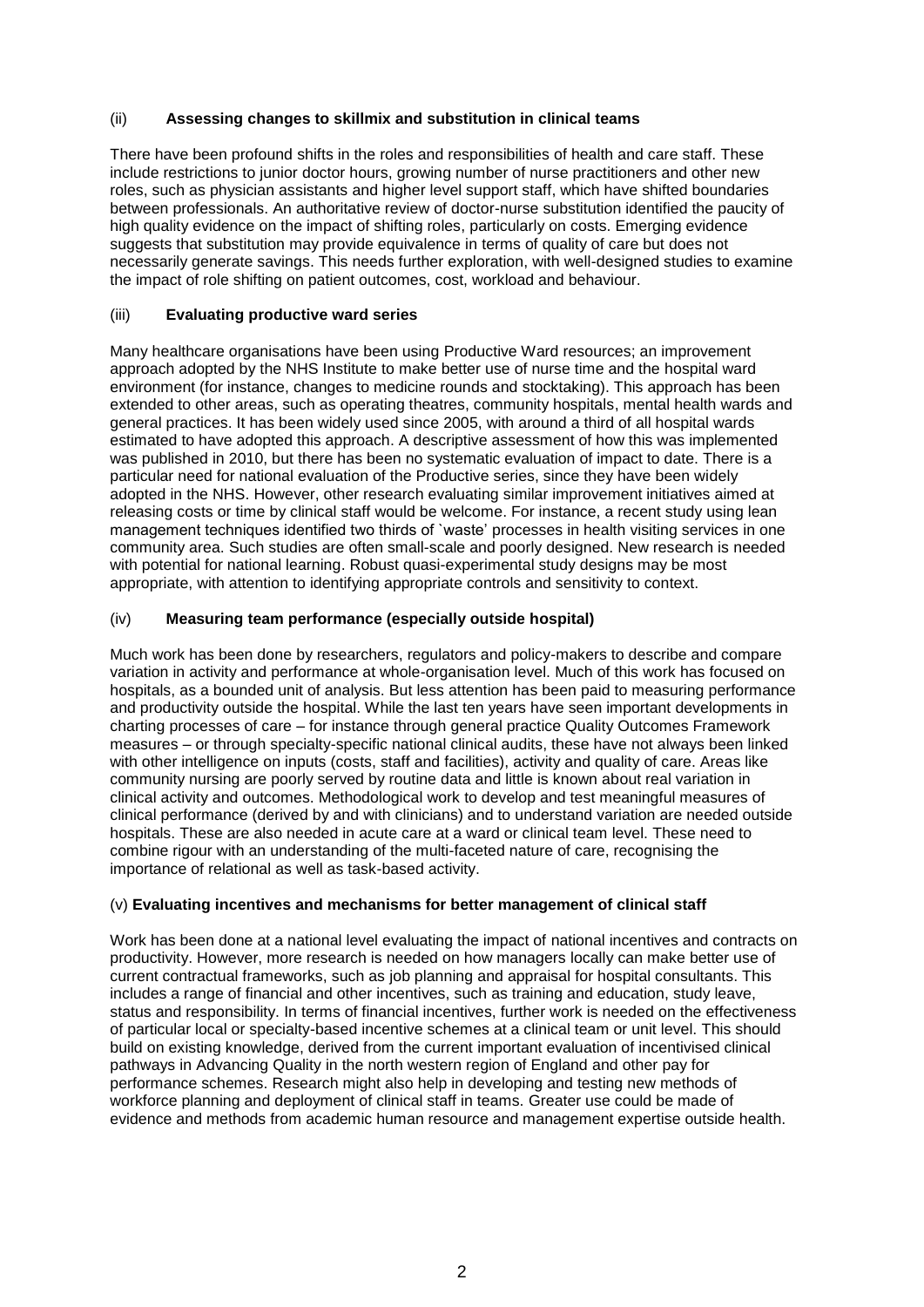### (ii) **Assessing changes to skillmix and substitution in clinical teams**

There have been profound shifts in the roles and responsibilities of health and care staff. These include restrictions to junior doctor hours, growing number of nurse practitioners and other new roles, such as physician assistants and higher level support staff, which have shifted boundaries between professionals. An authoritative review of doctor-nurse substitution identified the paucity of high quality evidence on the impact of shifting roles, particularly on costs. Emerging evidence suggests that substitution may provide equivalence in terms of quality of care but does not necessarily generate savings. This needs further exploration, with well-designed studies to examine the impact of role shifting on patient outcomes, cost, workload and behaviour.

### (iii) **Evaluating productive ward series**

Many healthcare organisations have been using Productive Ward resources; an improvement approach adopted by the NHS Institute to make better use of nurse time and the hospital ward environment (for instance, changes to medicine rounds and stocktaking). This approach has been extended to other areas, such as operating theatres, community hospitals, mental health wards and general practices. It has been widely used since 2005, with around a third of all hospital wards estimated to have adopted this approach. A descriptive assessment of how this was implemented was published in 2010, but there has been no systematic evaluation of impact to date. There is a particular need for national evaluation of the Productive series, since they have been widely adopted in the NHS. However, other research evaluating similar improvement initiatives aimed at releasing costs or time by clinical staff would be welcome. For instance, a recent study using lean management techniques identified two thirds of `waste' processes in health visiting services in one community area. Such studies are often small-scale and poorly designed. New research is needed with potential for national learning. Robust quasi-experimental study designs may be most appropriate, with attention to identifying appropriate controls and sensitivity to context.

### (iv) **Measuring team performance (especially outside hospital)**

Much work has been done by researchers, regulators and policy-makers to describe and compare variation in activity and performance at whole-organisation level. Much of this work has focused on hospitals, as a bounded unit of analysis. But less attention has been paid to measuring performance and productivity outside the hospital. While the last ten years have seen important developments in charting processes of care – for instance through general practice Quality Outcomes Framework measures – or through specialty-specific national clinical audits, these have not always been linked with other intelligence on inputs (costs, staff and facilities), activity and quality of care. Areas like community nursing are poorly served by routine data and little is known about real variation in clinical activity and outcomes. Methodological work to develop and test meaningful measures of clinical performance (derived by and with clinicians) and to understand variation are needed outside hospitals. These are also needed in acute care at a ward or clinical team level. These need to combine rigour with an understanding of the multi-faceted nature of care, recognising the importance of relational as well as task-based activity.

### (v) **Evaluating incentives and mechanisms for better management of clinical staff**

Work has been done at a national level evaluating the impact of national incentives and contracts on productivity. However, more research is needed on how managers locally can make better use of current contractual frameworks, such as job planning and appraisal for hospital consultants. This includes a range of financial and other incentives, such as training and education, study leave, status and responsibility. In terms of financial incentives, further work is needed on the effectiveness of particular local or specialty-based incentive schemes at a clinical team or unit level. This should build on existing knowledge, derived from the current important evaluation of incentivised clinical pathways in Advancing Quality in the north western region of England and other pay for performance schemes. Research might also help in developing and testing new methods of workforce planning and deployment of clinical staff in teams. Greater use could be made of evidence and methods from academic human resource and management expertise outside health.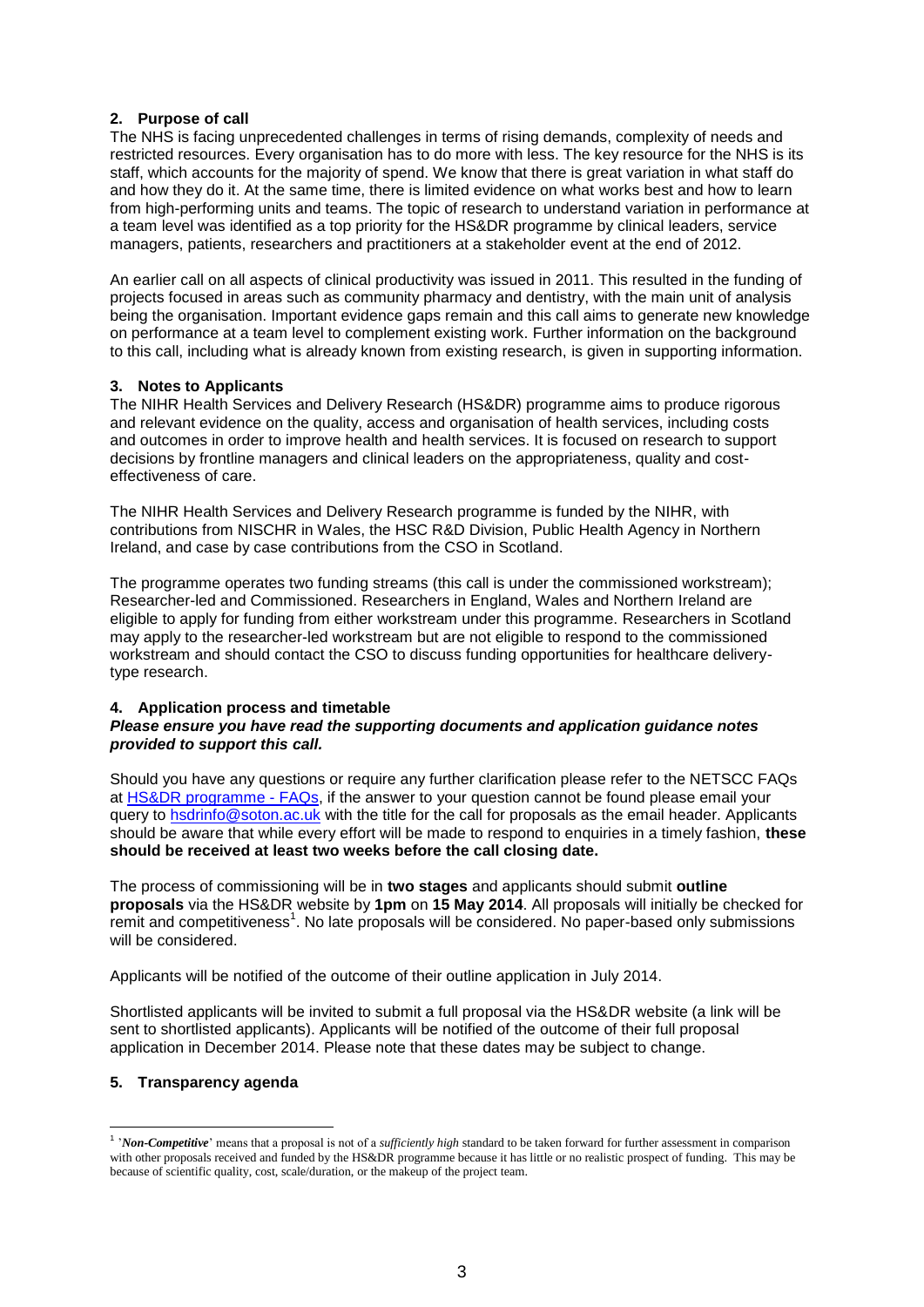## 2. Purpose of call

The NHS is facing unprecedented challenges in terms of rising demands, complexity of needs and restricted resources. Every organisation has to do more with less. The key resource for the NHS is its staff, which accounts for the majority of spend. We know that there is great variation in what staff do and how they do it. At the same time, there is limited evidence on what works best and how to learn from high-performing units and teams. The topic of research to understand variation in performance at a team level was identified as a top priority for the HS&DR programme by clinical leaders, service managers, patients, researchers and practitioners at a stakeholder event at the end of 2012.

An earlier call on all aspects of clinical productivity was issued in 2011. This resulted in the funding of projects focused in areas such as community pharmacy and dentistry, with the main unit of analysis being the organisation. Important evidence gaps remain and this call aims to generate new knowledge on performance at a team level to complement existing work. Further information on the background to this call, including what is already known from existing research, is given in supporting information.

## 3. Notes to Applicants

The NIHR Health Services and Delivery Research (HS&DR) programme aims to produce rigorous and relevant evidence on the quality, access and organisation of health services, including costs and outcomes in order to improve health and health services. It is focused on research to support decisions by frontline managers and clinical leaders on the appropriateness, quality and cost-effectiveness of care.

The NIHR Health Services and Delivery Research programme is funded by the NIHR, with contributions from NISCHR in Wales, the HSC R&D Division, Public Health Agency in Northern Ireland, and case by case contributions from the CSO in Scotland.

The programme operates two funding streams (this call is under the commissioned workstream); Researcher-led and Commissioned. Researchers in England, Wales and Northern Ireland are eligible to apply for funding from either workstream under this programme. Researchers in Scotland may apply to the researcher-led workstream but are not eligible to respond to the commissioned workstream and should contact the CSO to discuss funding opportunities for healthcare delivery-type research.

## 4. Application process and timetable

***Please ensure you have read the supporting documents and application guidance notes provided to support this call.***

Should you have any questions or require any further clarification please refer to the NETSCC FAQs at HS&DR programme - FAQs, if the answer to your question cannot be found please email your query to hsdrinfo@soton.ac.uk with the title for the call for proposals as the email header. Applicants should be aware that while every effort will be made to respond to enquiries in a timely fashion, **these should be received at least two weeks before the call closing date.**

The process of commissioning will be in **two stages** and applicants should submit **outline proposals** via the HS&DR website by **1pm** on **15 May 2014**. All proposals will initially be checked for remit and competitiveness[1]. No late proposals will be considered. No paper-based only submissions will be considered.

Applicants will be notified of the outcome of their outline application in July 2014.

Shortlisted applicants will be invited to submit a full proposal via the HS&DR website (a link will be sent to shortlisted applicants). Applicants will be notified of the outcome of their full proposal application in December 2014. Please note that these dates may be subject to change.

## 5. Transparency agenda

---

[1] '***Non-Competitive***' means that a proposal is not of a *sufficiently high* standard to be taken forward for further assessment in comparison with other proposals received and funded by the HS&DR programme because it has little or no realistic prospect of funding. This may be because of scientific quality, cost, scale/duration, or the makeup of the project team.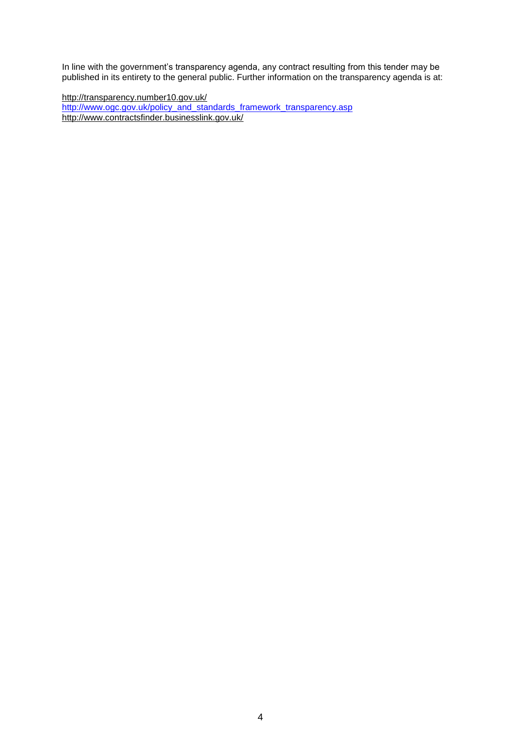In line with the government's transparency agenda, any contract resulting from this tender may be published in its entirety to the general public. Further information on the transparency agenda is at:

http://transparency.number10.gov.uk/
http://www.ogc.gov.uk/policy_and_standards_framework_transparency.asp
http://www.contractsfinder.businesslink.gov.uk/